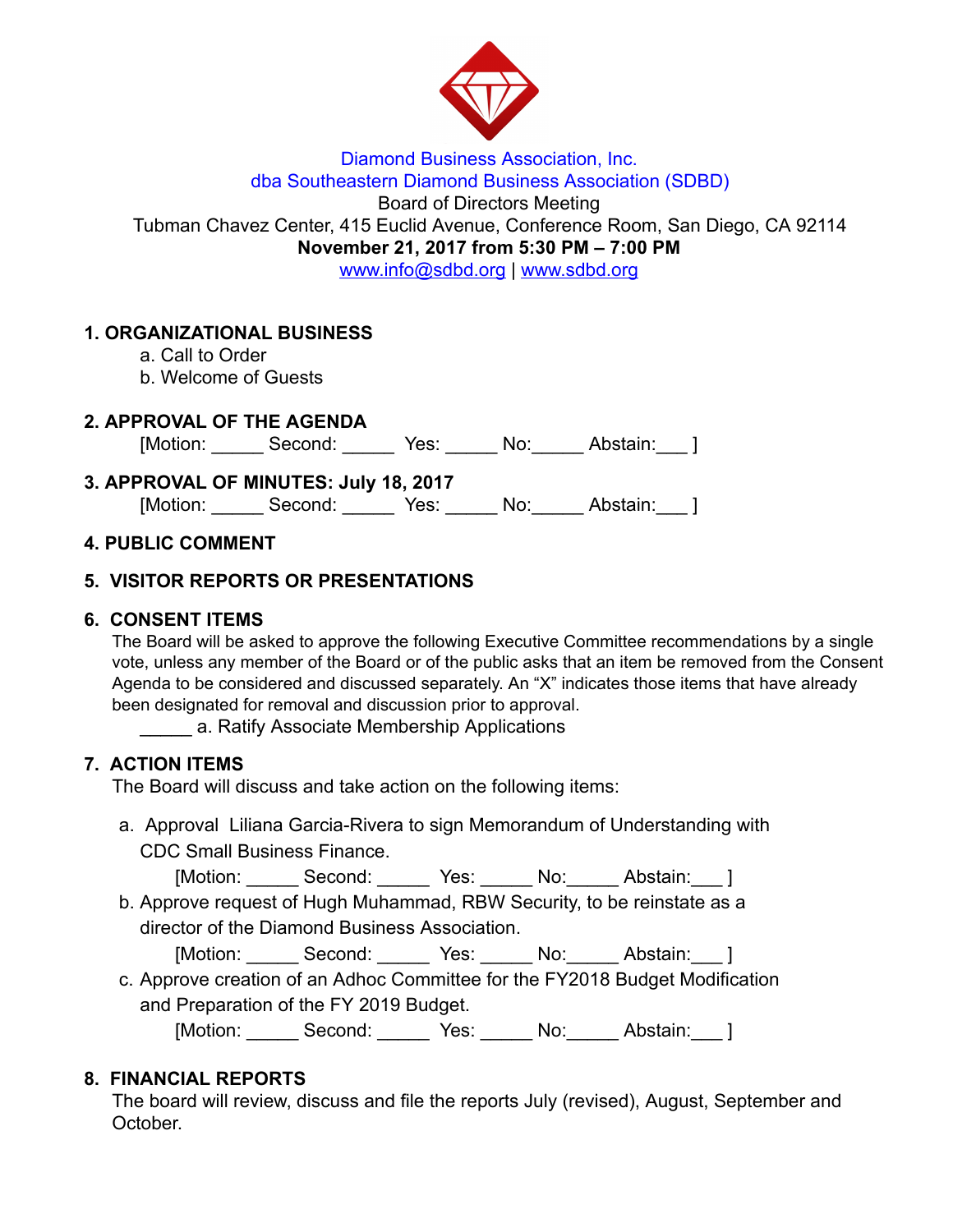Diamond Business Association, Inc.
dba Southeastern Diamond Business Association (SDBD)
Board of Directors Meeting
Tubman Chavez Center, 415 Euclid Avenue, Conference Room, San Diego, CA 92114
**November 21, 2017 from 5:30 PM – 7:00 PM**
www.info@sdbd.org | www.sdbd.org

## 1. ORGANIZATIONAL BUSINESS

a. Call to Order
b. Welcome of Guests

## 2. APPROVAL OF THE AGENDA

[Motion: _____ Second: _____ Yes: _____ No:_____ Abstain:___ ]

## 3. APPROVAL OF MINUTES: July 18, 2017

[Motion: _____ Second: _____ Yes: _____ No:_____ Abstain:___ ]

## 4. PUBLIC COMMENT

## 5. VISITOR REPORTS OR PRESENTATIONS

## 6. CONSENT ITEMS

The Board will be asked to approve the following Executive Committee recommendations by a single vote, unless any member of the Board or of the public asks that an item be removed from the Consent Agenda to be considered and discussed separately. An "X" indicates those items that have already been designated for removal and discussion prior to approval.

_____ a. Ratify Associate Membership Applications

## 7. ACTION ITEMS

The Board will discuss and take action on the following items:

a. Approval Liliana Garcia-Rivera to sign Memorandum of Understanding with CDC Small Business Finance.
[Motion: _____ Second: _____ Yes: _____ No:_____ Abstain:___ ]

b. Approve request of Hugh Muhammad, RBW Security, to be reinstate as a director of the Diamond Business Association.
[Motion: _____ Second: _____ Yes: _____ No:_____ Abstain:___ ]

c. Approve creation of an Adhoc Committee for the FY2018 Budget Modification and Preparation of the FY 2019 Budget.
[Motion: _____ Second: _____ Yes: _____ No:_____ Abstain:___ ]

## 8. FINANCIAL REPORTS

The board will review, discuss and file the reports July (revised), August, September and October.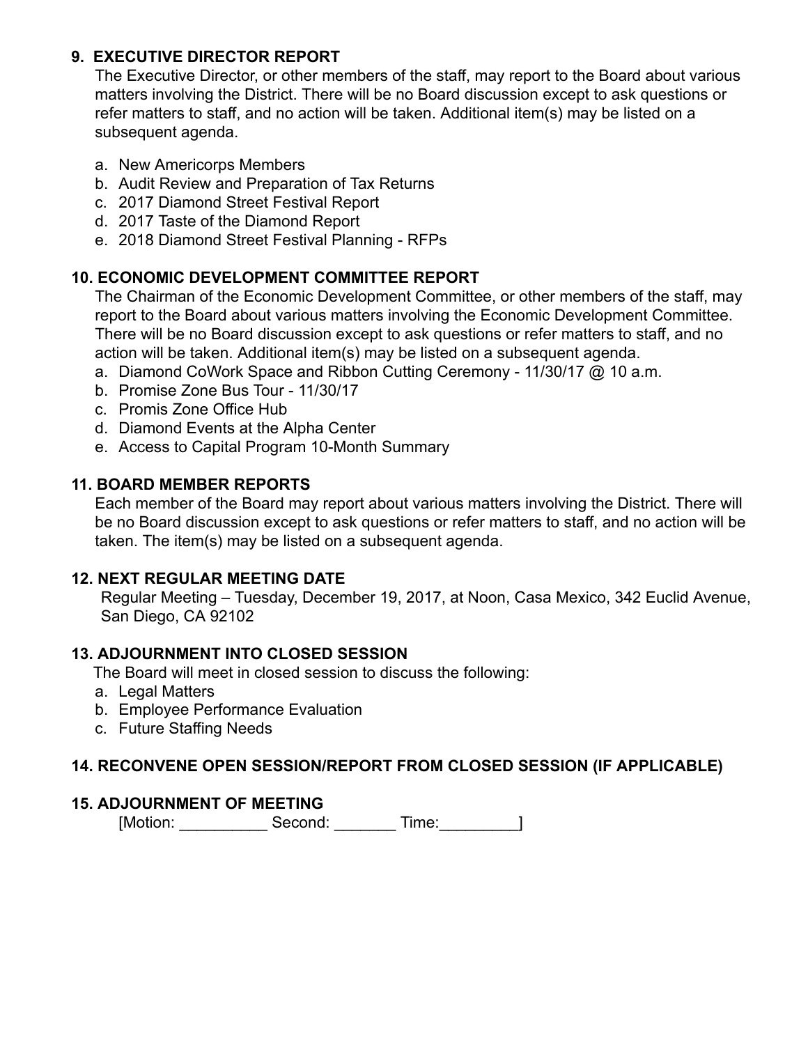## 9. EXECUTIVE DIRECTOR REPORT

The Executive Director, or other members of the staff, may report to the Board about various matters involving the District. There will be no Board discussion except to ask questions or refer matters to staff, and no action will be taken. Additional item(s) may be listed on a subsequent agenda.

a. New Americorps Members
b. Audit Review and Preparation of Tax Returns
c. 2017 Diamond Street Festival Report
d. 2017 Taste of the Diamond Report
e. 2018 Diamond Street Festival Planning - RFPs

## 10. ECONOMIC DEVELOPMENT COMMITTEE REPORT

The Chairman of the Economic Development Committee, or other members of the staff, may report to the Board about various matters involving the Economic Development Committee. There will be no Board discussion except to ask questions or refer matters to staff, and no action will be taken. Additional item(s) may be listed on a subsequent agenda.

a. Diamond CoWork Space and Ribbon Cutting Ceremony - 11/30/17 @ 10 a.m.
b. Promise Zone Bus Tour - 11/30/17
c. Promis Zone Office Hub
d. Diamond Events at the Alpha Center
e. Access to Capital Program 10-Month Summary

## 11. BOARD MEMBER REPORTS

Each member of the Board may report about various matters involving the District. There will be no Board discussion except to ask questions or refer matters to staff, and no action will be taken. The item(s) may be listed on a subsequent agenda.

## 12. NEXT REGULAR MEETING DATE

Regular Meeting – Tuesday, December 19, 2017, at Noon, Casa Mexico, 342 Euclid Avenue, San Diego, CA 92102

## 13. ADJOURNMENT INTO CLOSED SESSION

The Board will meet in closed session to discuss the following:

a. Legal Matters
b. Employee Performance Evaluation
c. Future Staffing Needs

## 14. RECONVENE OPEN SESSION/REPORT FROM CLOSED SESSION (IF APPLICABLE)

## 15. ADJOURNMENT OF MEETING

[Motion: __________ Second: _______ Time:_________]